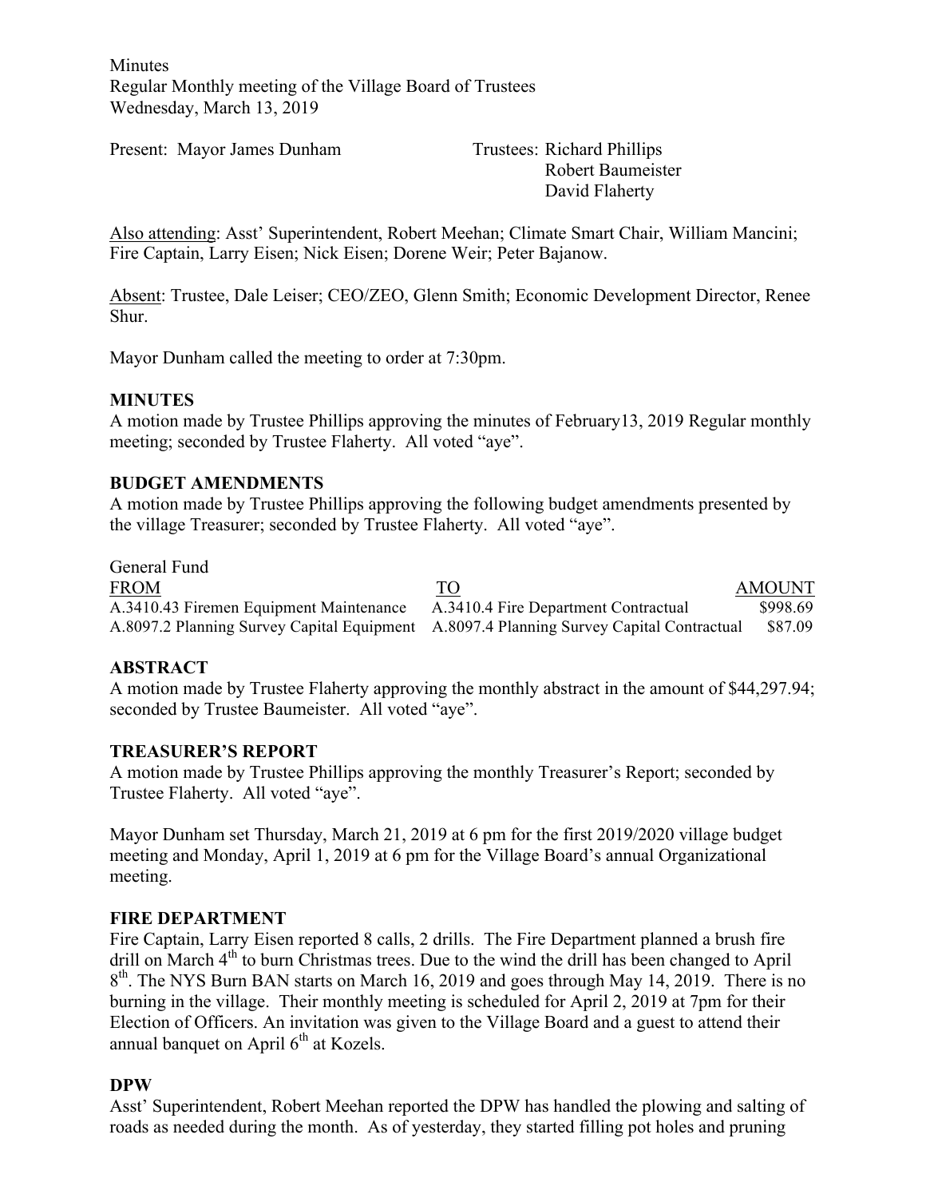Minutes
Regular Monthly meeting of the Village Board of Trustees
Wednesday, March 13, 2019

Present: Mayor James Dunham

Trustees: Richard Phillips
Robert Baumeister
David Flaherty

Also attending: Asst' Superintendent, Robert Meehan; Climate Smart Chair, William Mancini; Fire Captain, Larry Eisen; Nick Eisen; Dorene Weir; Peter Bajanow.

Absent: Trustee, Dale Leiser; CEO/ZEO, Glenn Smith; Economic Development Director, Renee Shur.

Mayor Dunham called the meeting to order at 7:30pm.

## MINUTES

A motion made by Trustee Phillips approving the minutes of February13, 2019 Regular monthly meeting; seconded by Trustee Flaherty. All voted "aye".

## BUDGET AMENDMENTS

A motion made by Trustee Phillips approving the following budget amendments presented by the village Treasurer; seconded by Trustee Flaherty. All voted "aye".

General Fund

| FROM | TO | AMOUNT |
| --- | --- | --- |
| A.3410.43 Firemen Equipment Maintenance | A.3410.4 Fire Department Contractual | $998.69 |
| A.8097.2 Planning Survey Capital Equipment | A.8097.4 Planning Survey Capital Contractual | $87.09 |

## ABSTRACT

A motion made by Trustee Flaherty approving the monthly abstract in the amount of $44,297.94; seconded by Trustee Baumeister. All voted "aye".

## TREASURER'S REPORT

A motion made by Trustee Phillips approving the monthly Treasurer's Report; seconded by Trustee Flaherty. All voted "aye".

Mayor Dunham set Thursday, March 21, 2019 at 6 pm for the first 2019/2020 village budget meeting and Monday, April 1, 2019 at 6 pm for the Village Board's annual Organizational meeting.

## FIRE DEPARTMENT

Fire Captain, Larry Eisen reported 8 calls, 2 drills. The Fire Department planned a brush fire drill on March 4th to burn Christmas trees. Due to the wind the drill has been changed to April 8th. The NYS Burn BAN starts on March 16, 2019 and goes through May 14, 2019. There is no burning in the village. Their monthly meeting is scheduled for April 2, 2019 at 7pm for their Election of Officers. An invitation was given to the Village Board and a guest to attend their annual banquet on April 6th at Kozels.

## DPW

Asst' Superintendent, Robert Meehan reported the DPW has handled the plowing and salting of roads as needed during the month. As of yesterday, they started filling pot holes and pruning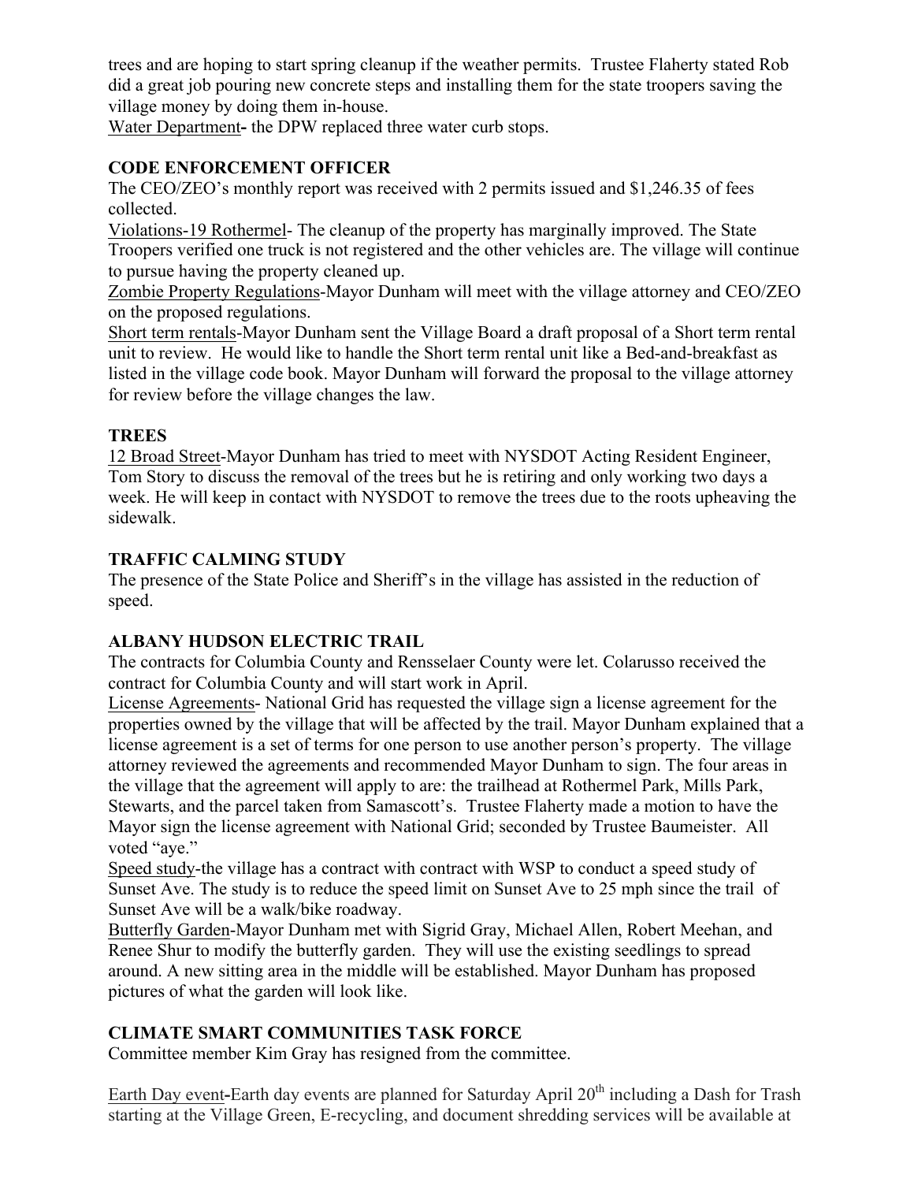trees and are hoping to start spring cleanup if the weather permits. Trustee Flaherty stated Rob did a great job pouring new concrete steps and installing them for the state troopers saving the village money by doing them in-house.

Water Department**-** the DPW replaced three water curb stops.

## CODE ENFORCEMENT OFFICER

The CEO/ZEO's monthly report was received with 2 permits issued and $1,246.35 of fees collected.

Violations-19 Rothermel- The cleanup of the property has marginally improved. The State Troopers verified one truck is not registered and the other vehicles are. The village will continue to pursue having the property cleaned up.

Zombie Property Regulations-Mayor Dunham will meet with the village attorney and CEO/ZEO on the proposed regulations.

Short term rentals-Mayor Dunham sent the Village Board a draft proposal of a Short term rental unit to review. He would like to handle the Short term rental unit like a Bed-and-breakfast as listed in the village code book. Mayor Dunham will forward the proposal to the village attorney for review before the village changes the law.

## TREES

12 Broad Street-Mayor Dunham has tried to meet with NYSDOT Acting Resident Engineer, Tom Story to discuss the removal of the trees but he is retiring and only working two days a week. He will keep in contact with NYSDOT to remove the trees due to the roots upheaving the sidewalk.

## TRAFFIC CALMING STUDY

The presence of the State Police and Sheriff's in the village has assisted in the reduction of speed.

## ALBANY HUDSON ELECTRIC TRAIL

The contracts for Columbia County and Rensselaer County were let. Colarusso received the contract for Columbia County and will start work in April.

License Agreements- National Grid has requested the village sign a license agreement for the properties owned by the village that will be affected by the trail. Mayor Dunham explained that a license agreement is a set of terms for one person to use another person's property. The village attorney reviewed the agreements and recommended Mayor Dunham to sign. The four areas in the village that the agreement will apply to are: the trailhead at Rothermel Park, Mills Park, Stewarts, and the parcel taken from Samascott's. Trustee Flaherty made a motion to have the Mayor sign the license agreement with National Grid; seconded by Trustee Baumeister. All voted "aye."

Speed study-the village has a contract with contract with WSP to conduct a speed study of Sunset Ave. The study is to reduce the speed limit on Sunset Ave to 25 mph since the trail of Sunset Ave will be a walk/bike roadway.

Butterfly Garden-Mayor Dunham met with Sigrid Gray, Michael Allen, Robert Meehan, and Renee Shur to modify the butterfly garden. They will use the existing seedlings to spread around. A new sitting area in the middle will be established. Mayor Dunham has proposed pictures of what the garden will look like.

## CLIMATE SMART COMMUNITIES TASK FORCE

Committee member Kim Gray has resigned from the committee.

Earth Day event**-**Earth day events are planned for Saturday April 20th including a Dash for Trash starting at the Village Green, E-recycling, and document shredding services will be available at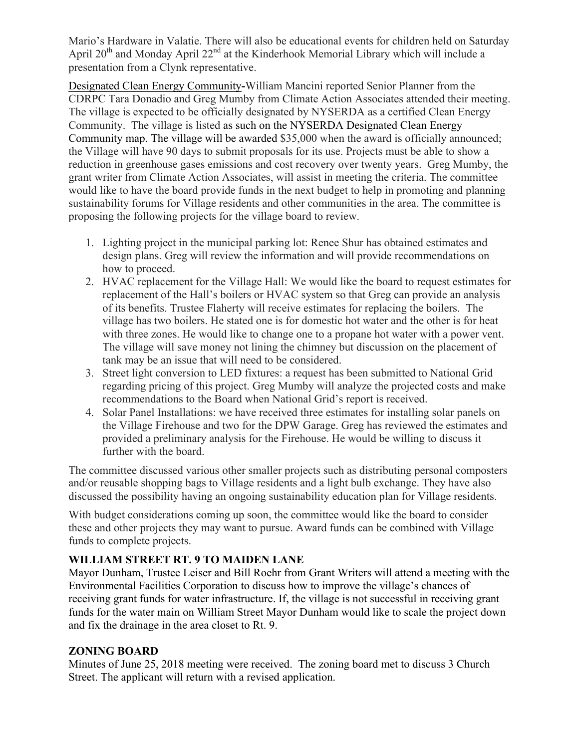Mario's Hardware in Valatie. There will also be educational events for children held on Saturday April 20th and Monday April 22nd at the Kinderhook Memorial Library which will include a presentation from a Clynk representative.

Designated Clean Energy Community-William Mancini reported Senior Planner from the CDRPC Tara Donadio and Greg Mumby from Climate Action Associates attended their meeting. The village is expected to be officially designated by NYSERDA as a certified Clean Energy Community. The village is listed as such on the NYSERDA Designated Clean Energy Community map. The village will be awarded $35,000 when the award is officially announced; the Village will have 90 days to submit proposals for its use. Projects must be able to show a reduction in greenhouse gases emissions and cost recovery over twenty years. Greg Mumby, the grant writer from Climate Action Associates, will assist in meeting the criteria. The committee would like to have the board provide funds in the next budget to help in promoting and planning sustainability forums for Village residents and other communities in the area. The committee is proposing the following projects for the village board to review.

1. Lighting project in the municipal parking lot: Renee Shur has obtained estimates and design plans. Greg will review the information and will provide recommendations on how to proceed.
2. HVAC replacement for the Village Hall: We would like the board to request estimates for replacement of the Hall's boilers or HVAC system so that Greg can provide an analysis of its benefits. Trustee Flaherty will receive estimates for replacing the boilers. The village has two boilers. He stated one is for domestic hot water and the other is for heat with three zones. He would like to change one to a propane hot water with a power vent. The village will save money not lining the chimney but discussion on the placement of tank may be an issue that will need to be considered.
3. Street light conversion to LED fixtures: a request has been submitted to National Grid regarding pricing of this project. Greg Mumby will analyze the projected costs and make recommendations to the Board when National Grid's report is received.
4. Solar Panel Installations: we have received three estimates for installing solar panels on the Village Firehouse and two for the DPW Garage. Greg has reviewed the estimates and provided a preliminary analysis for the Firehouse. He would be willing to discuss it further with the board.

The committee discussed various other smaller projects such as distributing personal composters and/or reusable shopping bags to Village residents and a light bulb exchange. They have also discussed the possibility having an ongoing sustainability education plan for Village residents.

With budget considerations coming up soon, the committee would like the board to consider these and other projects they may want to pursue. Award funds can be combined with Village funds to complete projects.

**WILLIAM STREET RT. 9 TO MAIDEN LANE**

Mayor Dunham, Trustee Leiser and Bill Roehr from Grant Writers will attend a meeting with the Environmental Facilities Corporation to discuss how to improve the village's chances of receiving grant funds for water infrastructure. If, the village is not successful in receiving grant funds for the water main on William Street Mayor Dunham would like to scale the project down and fix the drainage in the area closet to Rt. 9.

**ZONING BOARD**

Minutes of June 25, 2018 meeting were received. The zoning board met to discuss 3 Church Street. The applicant will return with a revised application.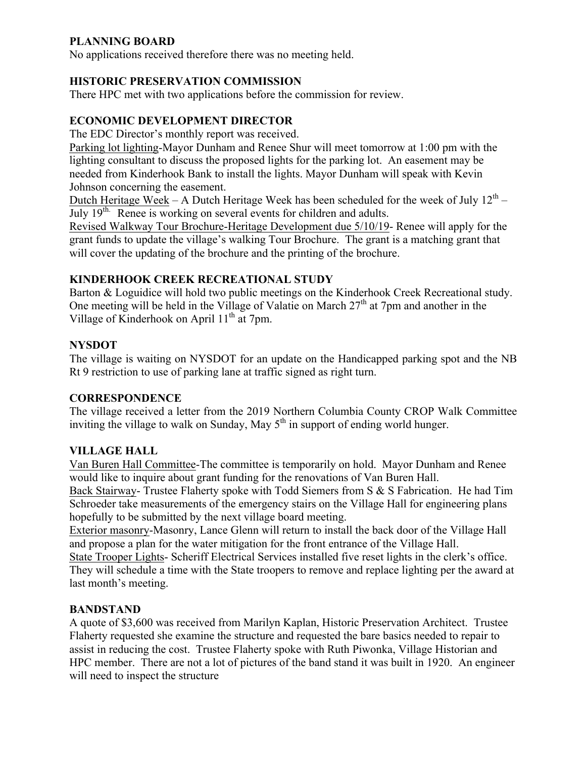## PLANNING BOARD

No applications received therefore there was no meeting held.

## HISTORIC PRESERVATION COMMISSION

There HPC met with two applications before the commission for review.

## ECONOMIC DEVELOPMENT DIRECTOR

The EDC Director's monthly report was received.

Parking lot lighting-Mayor Dunham and Renee Shur will meet tomorrow at 1:00 pm with the lighting consultant to discuss the proposed lights for the parking lot. An easement may be needed from Kinderhook Bank to install the lights. Mayor Dunham will speak with Kevin Johnson concerning the easement.

Dutch Heritage Week – A Dutch Heritage Week has been scheduled for the week of July 12th – July 19th. Renee is working on several events for children and adults.

Revised Walkway Tour Brochure-Heritage Development due 5/10/19- Renee will apply for the grant funds to update the village's walking Tour Brochure. The grant is a matching grant that will cover the updating of the brochure and the printing of the brochure.

## KINDERHOOK CREEK RECREATIONAL STUDY

Barton & Loguidice will hold two public meetings on the Kinderhook Creek Recreational study. One meeting will be held in the Village of Valatie on March 27th at 7pm and another in the Village of Kinderhook on April 11th at 7pm.

## NYSDOT

The village is waiting on NYSDOT for an update on the Handicapped parking spot and the NB Rt 9 restriction to use of parking lane at traffic signed as right turn.

## CORRESPONDENCE

The village received a letter from the 2019 Northern Columbia County CROP Walk Committee inviting the village to walk on Sunday, May 5th in support of ending world hunger.

## VILLAGE HALL

Van Buren Hall Committee-The committee is temporarily on hold. Mayor Dunham and Renee would like to inquire about grant funding for the renovations of Van Buren Hall.

Back Stairway- Trustee Flaherty spoke with Todd Siemers from S & S Fabrication. He had Tim Schroeder take measurements of the emergency stairs on the Village Hall for engineering plans hopefully to be submitted by the next village board meeting.

Exterior masonry-Masonry, Lance Glenn will return to install the back door of the Village Hall and propose a plan for the water mitigation for the front entrance of the Village Hall.

State Trooper Lights- Scheriff Electrical Services installed five reset lights in the clerk's office. They will schedule a time with the State troopers to remove and replace lighting per the award at last month's meeting.

## BANDSTAND

A quote of $3,600 was received from Marilyn Kaplan, Historic Preservation Architect. Trustee Flaherty requested she examine the structure and requested the bare basics needed to repair to assist in reducing the cost. Trustee Flaherty spoke with Ruth Piwonka, Village Historian and HPC member. There are not a lot of pictures of the band stand it was built in 1920. An engineer will need to inspect the structure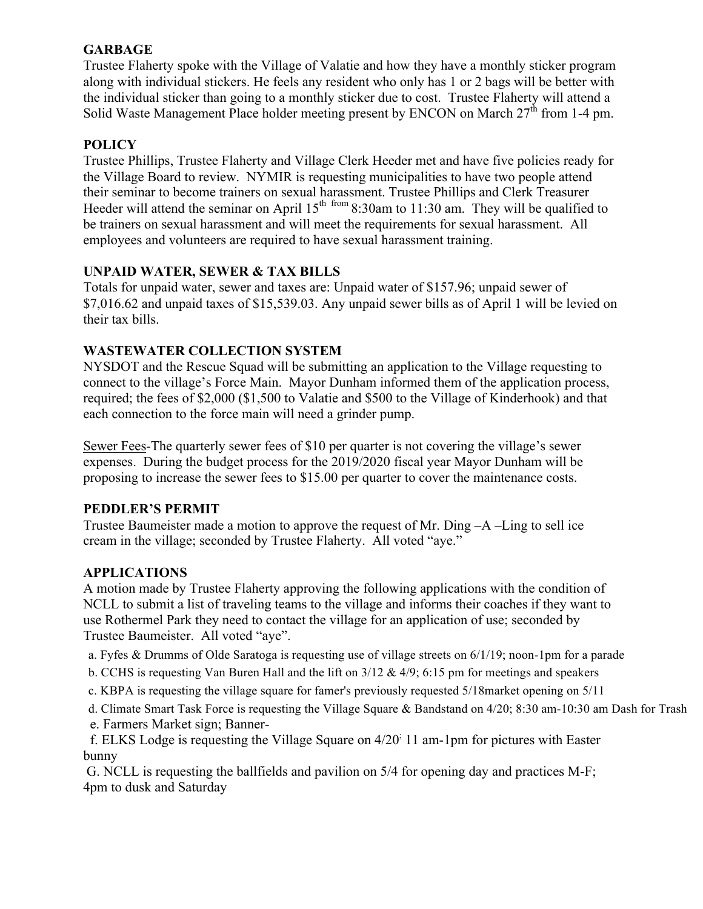**GARBAGE**

Trustee Flaherty spoke with the Village of Valatie and how they have a monthly sticker program along with individual stickers. He feels any resident who only has 1 or 2 bags will be better with the individual sticker than going to a monthly sticker due to cost. Trustee Flaherty will attend a Solid Waste Management Place holder meeting present by ENCON on March 27th from 1-4 pm.

**POLICY**

Trustee Phillips, Trustee Flaherty and Village Clerk Heeder met and have five policies ready for the Village Board to review. NYMIR is requesting municipalities to have two people attend their seminar to become trainers on sexual harassment. Trustee Phillips and Clerk Treasurer Heeder will attend the seminar on April 15th from 8:30am to 11:30 am. They will be qualified to be trainers on sexual harassment and will meet the requirements for sexual harassment. All employees and volunteers are required to have sexual harassment training.

**UNPAID WATER, SEWER & TAX BILLS**

Totals for unpaid water, sewer and taxes are: Unpaid water of $157.96; unpaid sewer of $7,016.62 and unpaid taxes of $15,539.03. Any unpaid sewer bills as of April 1 will be levied on their tax bills.

**WASTEWATER COLLECTION SYSTEM**

NYSDOT and the Rescue Squad will be submitting an application to the Village requesting to connect to the village's Force Main. Mayor Dunham informed them of the application process, required; the fees of $2,000 ($1,500 to Valatie and $500 to the Village of Kinderhook) and that each connection to the force main will need a grinder pump.

Sewer Fees-The quarterly sewer fees of $10 per quarter is not covering the village's sewer expenses. During the budget process for the 2019/2020 fiscal year Mayor Dunham will be proposing to increase the sewer fees to $15.00 per quarter to cover the maintenance costs.

**PEDDLER'S PERMIT**

Trustee Baumeister made a motion to approve the request of Mr. Ding –A –Ling to sell ice cream in the village; seconded by Trustee Flaherty. All voted "aye."

**APPLICATIONS**

A motion made by Trustee Flaherty approving the following applications with the condition of NCLL to submit a list of traveling teams to the village and informs their coaches if they want to use Rothermel Park they need to contact the village for an application of use; seconded by Trustee Baumeister. All voted "aye".

a. Fyfes & Drumms of Olde Saratoga is requesting use of village streets on 6/1/19; noon-1pm for a parade

b. CCHS is requesting Van Buren Hall and the lift on 3/12 & 4/9; 6:15 pm for meetings and speakers

c. KBPA is requesting the village square for famer's previously requested 5/18market opening on 5/11

d. Climate Smart Task Force is requesting the Village Square & Bandstand on 4/20; 8:30 am-10:30 am Dash for Trash

e. Farmers Market sign; Banner-

f. ELKS Lodge is requesting the Village Square on 4/20; 11 am-1pm for pictures with Easter bunny

G. NCLL is requesting the ballfields and pavilion on 5/4 for opening day and practices M-F; 4pm to dusk and Saturday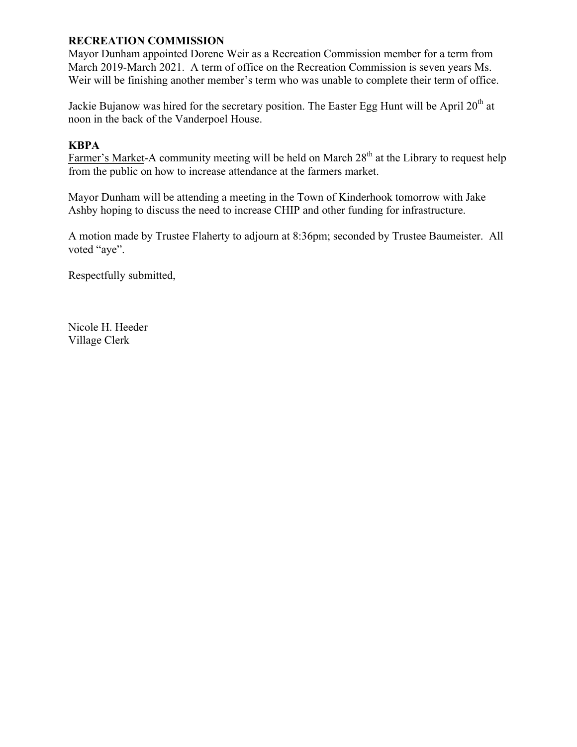**RECREATION COMMISSION**

Mayor Dunham appointed Dorene Weir as a Recreation Commission member for a term from March 2019-March 2021. A term of office on the Recreation Commission is seven years Ms. Weir will be finishing another member's term who was unable to complete their term of office.

Jackie Bujanow was hired for the secretary position. The Easter Egg Hunt will be April 20th at noon in the back of the Vanderpoel House.

**KBPA**

Farmer's Market-A community meeting will be held on March 28th at the Library to request help from the public on how to increase attendance at the farmers market.

Mayor Dunham will be attending a meeting in the Town of Kinderhook tomorrow with Jake Ashby hoping to discuss the need to increase CHIP and other funding for infrastructure.

A motion made by Trustee Flaherty to adjourn at 8:36pm; seconded by Trustee Baumeister. All voted "aye".

Respectfully submitted,

Nicole H. Heeder
Village Clerk